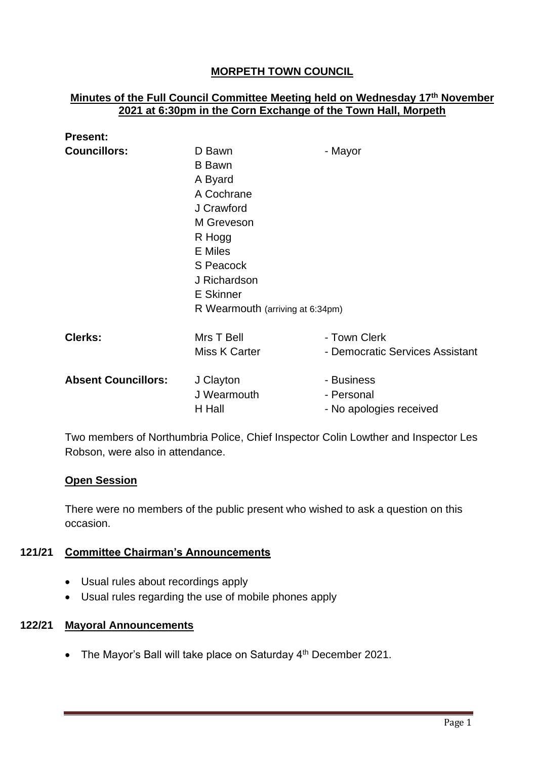# MORPETH TOWN COUNCIL

## Minutes of the Full Council Committee Meeting held on Wednesday 17th November 2021 at 6:30pm in the Corn Exchange of the Town Hall, Morpeth

**Present:**

| | | |
|---|---|---|
| **Councillors:** | D Bawn | - Mayor |
| | B Bawn | |
| | A Byard | |
| | A Cochrane | |
| | J Crawford | |
| | M Greveson | |
| | R Hogg | |
| | E Miles | |
| | S Peacock | |
| | J Richardson | |
| | E Skinner | |
| | R Wearmouth (arriving at 6:34pm) | |
| **Clerks:** | Mrs T Bell | - Town Clerk |
| | Miss K Carter | - Democratic Services Assistant |
| **Absent Councillors:** | J Clayton | - Business |
| | J Wearmouth | - Personal |
| | H Hall | - No apologies received |

Two members of Northumbria Police, Chief Inspector Colin Lowther and Inspector Les Robson, were also in attendance.

### Open Session

There were no members of the public present who wished to ask a question on this occasion.

### 121/21 Committee Chairman's Announcements

- Usual rules about recordings apply
- Usual rules regarding the use of mobile phones apply

### 122/21 Mayoral Announcements

- The Mayor's Ball will take place on Saturday 4th December 2021.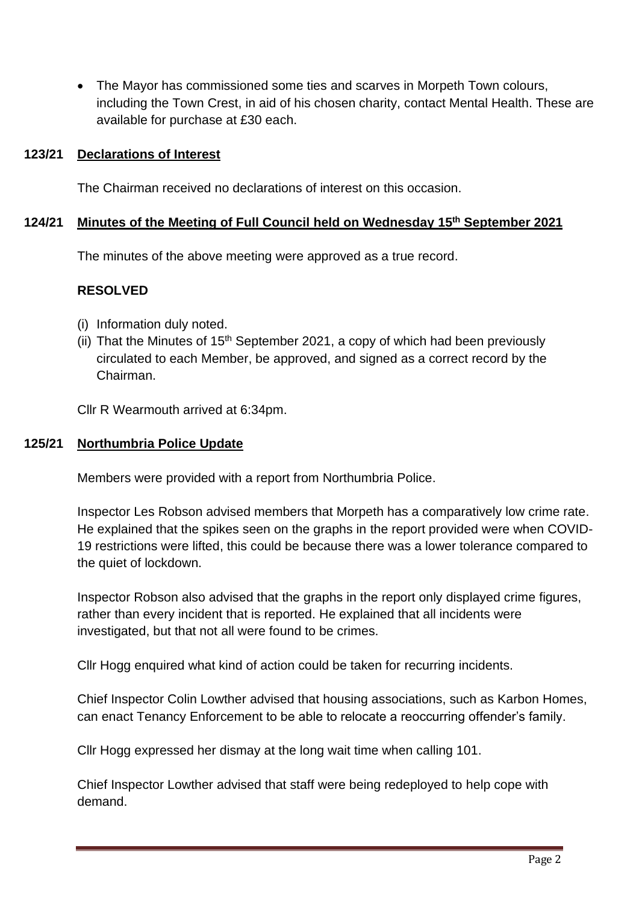- The Mayor has commissioned some ties and scarves in Morpeth Town colours, including the Town Crest, in aid of his chosen charity, contact Mental Health. These are available for purchase at £30 each.

## 123/21 Declarations of Interest

The Chairman received no declarations of interest on this occasion.

## 124/21 Minutes of the Meeting of Full Council held on Wednesday 15th September 2021

The minutes of the above meeting were approved as a true record.

**RESOLVED**

(i) Information duly noted.
(ii) That the Minutes of 15th September 2021, a copy of which had been previously circulated to each Member, be approved, and signed as a correct record by the Chairman.

Cllr R Wearmouth arrived at 6:34pm.

## 125/21 Northumbria Police Update

Members were provided with a report from Northumbria Police.

Inspector Les Robson advised members that Morpeth has a comparatively low crime rate. He explained that the spikes seen on the graphs in the report provided were when COVID-19 restrictions were lifted, this could be because there was a lower tolerance compared to the quiet of lockdown.

Inspector Robson also advised that the graphs in the report only displayed crime figures, rather than every incident that is reported. He explained that all incidents were investigated, but that not all were found to be crimes.

Cllr Hogg enquired what kind of action could be taken for recurring incidents.

Chief Inspector Colin Lowther advised that housing associations, such as Karbon Homes, can enact Tenancy Enforcement to be able to relocate a reoccurring offender's family.

Cllr Hogg expressed her dismay at the long wait time when calling 101.

Chief Inspector Lowther advised that staff were being redeployed to help cope with demand.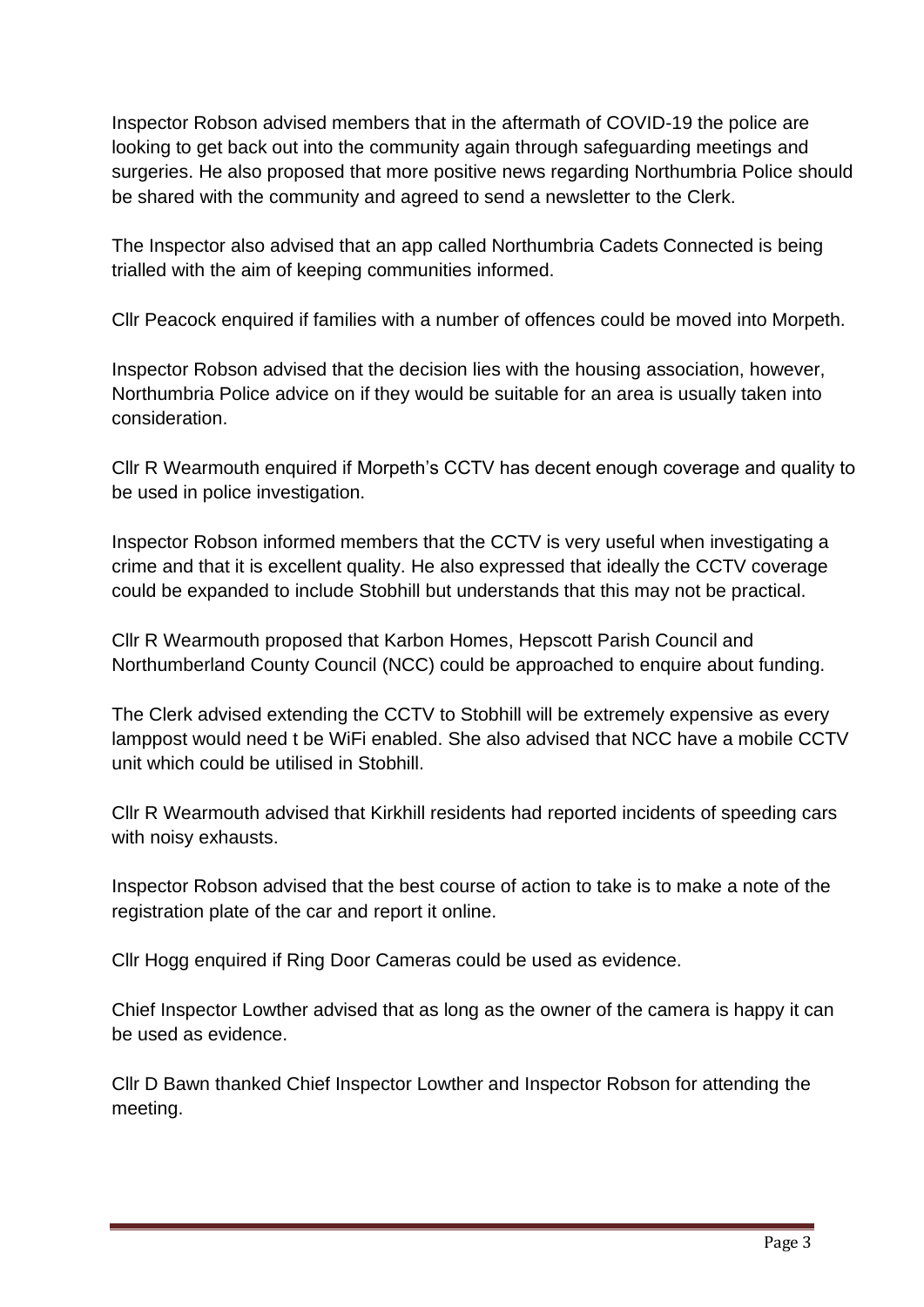Inspector Robson advised members that in the aftermath of COVID-19 the police are looking to get back out into the community again through safeguarding meetings and surgeries. He also proposed that more positive news regarding Northumbria Police should be shared with the community and agreed to send a newsletter to the Clerk.

The Inspector also advised that an app called Northumbria Cadets Connected is being trialled with the aim of keeping communities informed.

Cllr Peacock enquired if families with a number of offences could be moved into Morpeth.

Inspector Robson advised that the decision lies with the housing association, however, Northumbria Police advice on if they would be suitable for an area is usually taken into consideration.

Cllr R Wearmouth enquired if Morpeth's CCTV has decent enough coverage and quality to be used in police investigation.

Inspector Robson informed members that the CCTV is very useful when investigating a crime and that it is excellent quality. He also expressed that ideally the CCTV coverage could be expanded to include Stobhill but understands that this may not be practical.

Cllr R Wearmouth proposed that Karbon Homes, Hepscott Parish Council and Northumberland County Council (NCC) could be approached to enquire about funding.

The Clerk advised extending the CCTV to Stobhill will be extremely expensive as every lamppost would need t be WiFi enabled. She also advised that NCC have a mobile CCTV unit which could be utilised in Stobhill.

Cllr R Wearmouth advised that Kirkhill residents had reported incidents of speeding cars with noisy exhausts.

Inspector Robson advised that the best course of action to take is to make a note of the registration plate of the car and report it online.

Cllr Hogg enquired if Ring Door Cameras could be used as evidence.

Chief Inspector Lowther advised that as long as the owner of the camera is happy it can be used as evidence.

Cllr D Bawn thanked Chief Inspector Lowther and Inspector Robson for attending the meeting.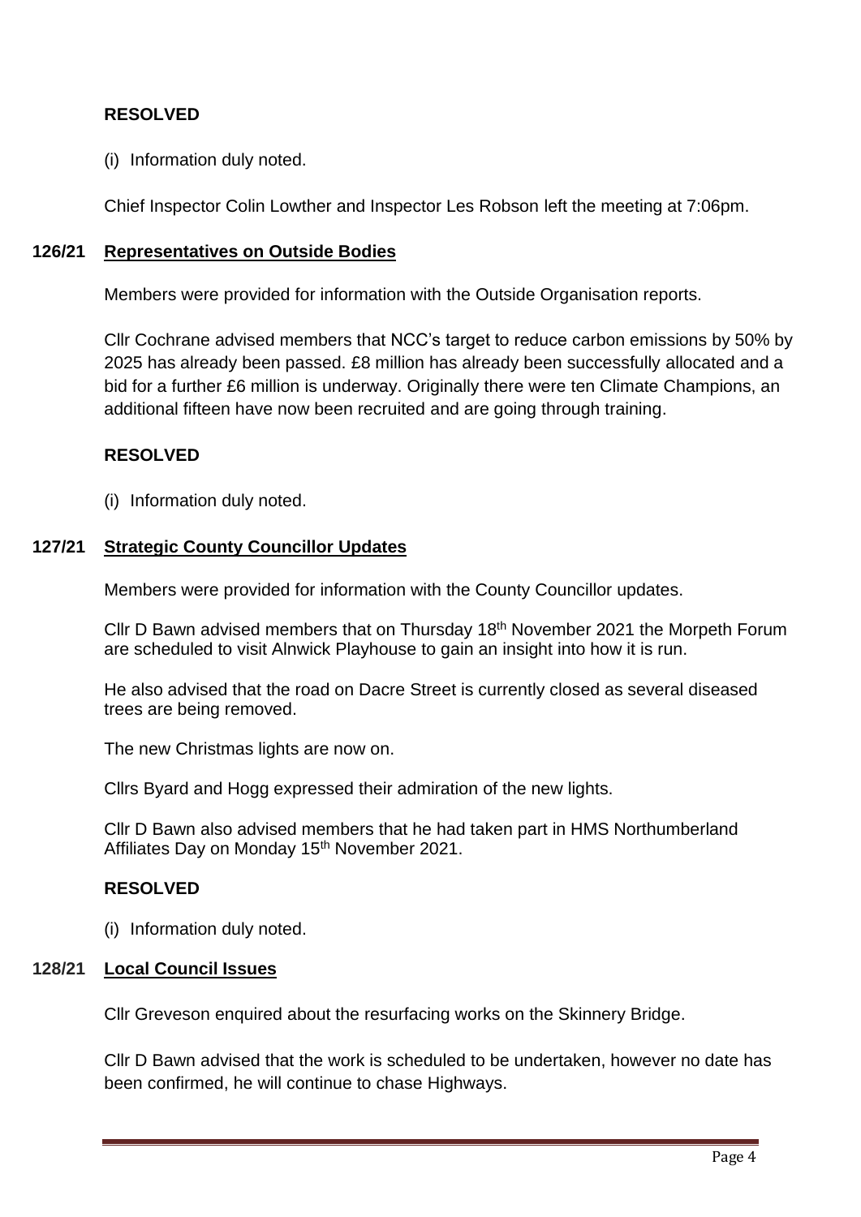**RESOLVED**

(i) Information duly noted.

Chief Inspector Colin Lowther and Inspector Les Robson left the meeting at 7:06pm.

**126/21 Representatives on Outside Bodies**

Members were provided for information with the Outside Organisation reports.

Cllr Cochrane advised members that NCC's target to reduce carbon emissions by 50% by 2025 has already been passed. £8 million has already been successfully allocated and a bid for a further £6 million is underway. Originally there were ten Climate Champions, an additional fifteen have now been recruited and are going through training.

**RESOLVED**

(i) Information duly noted.

**127/21 Strategic County Councillor Updates**

Members were provided for information with the County Councillor updates.

Cllr D Bawn advised members that on Thursday 18th November 2021 the Morpeth Forum are scheduled to visit Alnwick Playhouse to gain an insight into how it is run.

He also advised that the road on Dacre Street is currently closed as several diseased trees are being removed.

The new Christmas lights are now on.

Cllrs Byard and Hogg expressed their admiration of the new lights.

Cllr D Bawn also advised members that he had taken part in HMS Northumberland Affiliates Day on Monday 15th November 2021.

**RESOLVED**

(i) Information duly noted.

**128/21 Local Council Issues**

Cllr Greveson enquired about the resurfacing works on the Skinnery Bridge.

Cllr D Bawn advised that the work is scheduled to be undertaken, however no date has been confirmed, he will continue to chase Highways.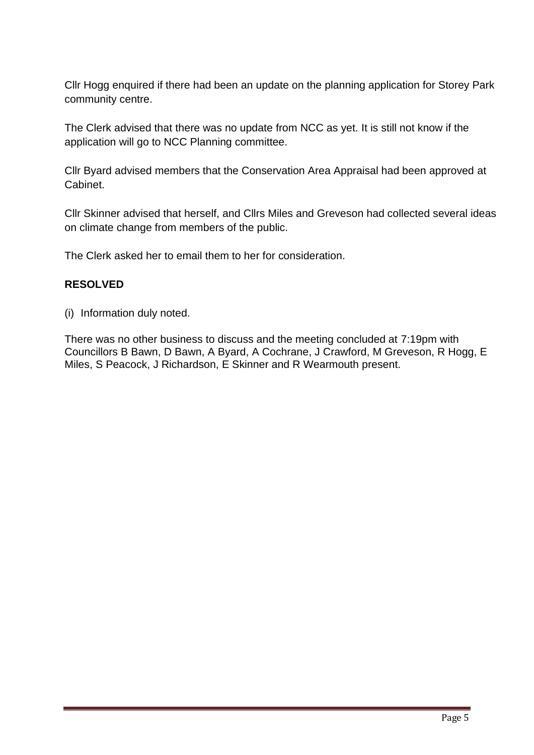Cllr Hogg enquired if there had been an update on the planning application for Storey Park community centre.

The Clerk advised that there was no update from NCC as yet. It is still not know if the application will go to NCC Planning committee.

Cllr Byard advised members that the Conservation Area Appraisal had been approved at Cabinet.

Cllr Skinner advised that herself, and Cllrs Miles and Greveson had collected several ideas on climate change from members of the public.

The Clerk asked her to email them to her for consideration.

**RESOLVED**

(i) Information duly noted.

There was no other business to discuss and the meeting concluded at 7:19pm with Councillors B Bawn, D Bawn, A Byard, A Cochrane, J Crawford, M Greveson, R Hogg, E Miles, S Peacock, J Richardson, E Skinner and R Wearmouth present.